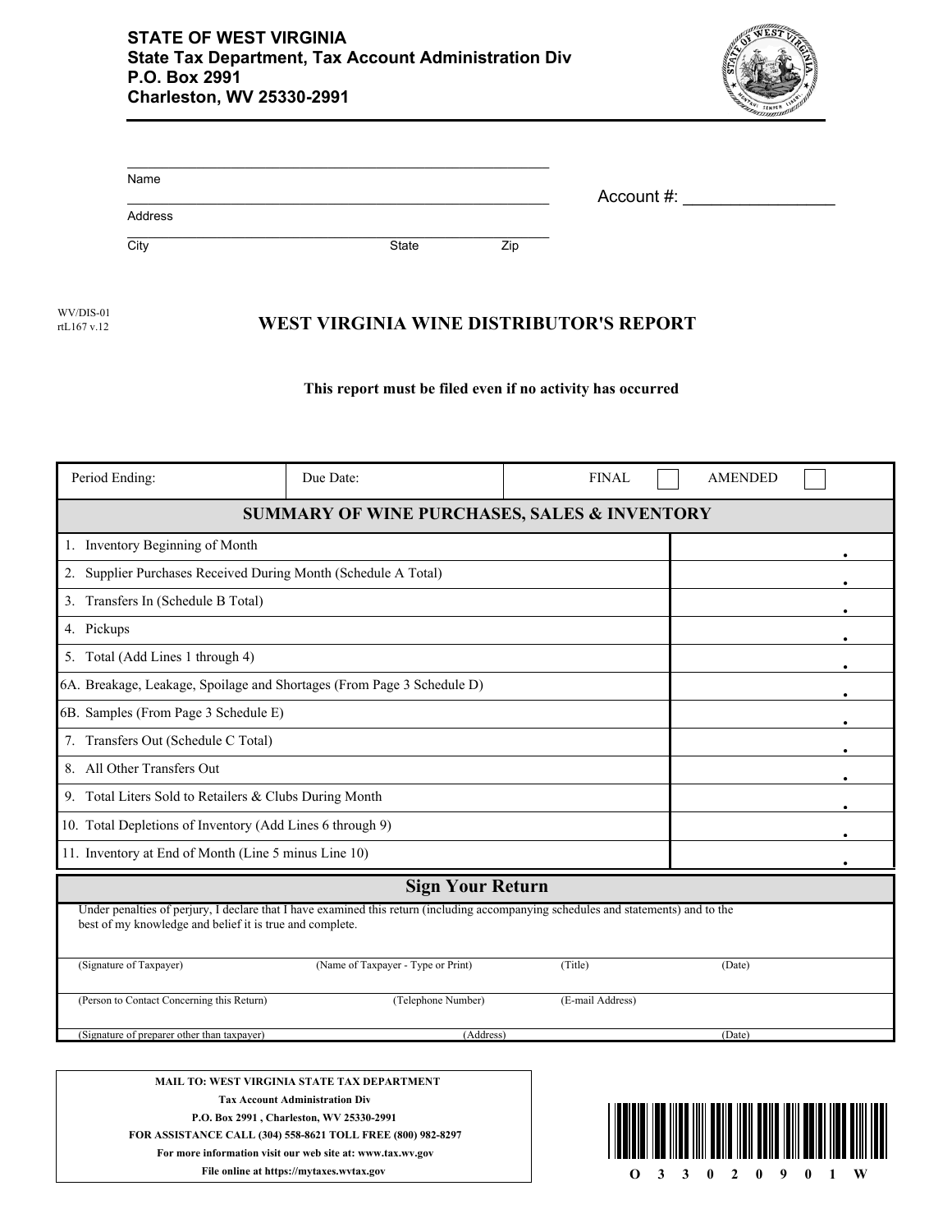**STATE OF WEST VIRGINIA**
**State Tax Department, Tax Account Administration Div**
**P.O. Box 2991**
**Charleston, WV 25330-2991**

Name ______________________________________________

Address ______________________________________________

City ______________________ State __________ Zip __________

Account #: ________________

WV/DIS-01
rtL167 v.12

# WEST VIRGINIA WINE DISTRIBUTOR'S REPORT

**This report must be filed even if no activity has occurred**

| Period Ending: | Due Date: | FINAL ☐ | AMENDED ☐ |
|---|---|---|---|

| SUMMARY OF WINE PURCHASES, SALES & INVENTORY | |
|---|---|
| 1. Inventory Beginning of Month | . |
| 2. Supplier Purchases Received During Month (Schedule A Total) | . |
| 3. Transfers In (Schedule B Total) | . |
| 4. Pickups | . |
| 5. Total (Add Lines 1 through 4) | . |
| 6A. Breakage, Leakage, Spoilage and Shortages (From Page 3 Schedule D) | . |
| 6B. Samples (From Page 3 Schedule E) | . |
| 7. Transfers Out (Schedule C Total) | . |
| 8. All Other Transfers Out | . |
| 9. Total Liters Sold to Retailers & Clubs During Month | . |
| 10. Total Depletions of Inventory (Add Lines 6 through 9) | . |
| 11. Inventory at End of Month (Line 5 minus Line 10) | . |

## Sign Your Return

Under penalties of perjury, I declare that I have examined this return (including accompanying schedules and statements) and to the best of my knowledge and belief it is true and complete.

(Signature of Taxpayer) (Name of Taxpayer - Type or Print) (Title) (Date)

(Person to Contact Concerning this Return) (Telephone Number) (E-mail Address)

(Signature of preparer other than taxpayer) (Address) (Date)

**MAIL TO: WEST VIRGINIA STATE TAX DEPARTMENT**
**Tax Account Administration Div**
**P.O. Box 2991 , Charleston, WV 25330-2991**
**FOR ASSISTANCE CALL (304) 558-8621 TOLL FREE (800) 982-8297**
**For more information visit our web site at: www.tax.wv.gov**
**File online at https://mytaxes.wvtax.gov**

O 3 3 0 2 0 9 0 1 W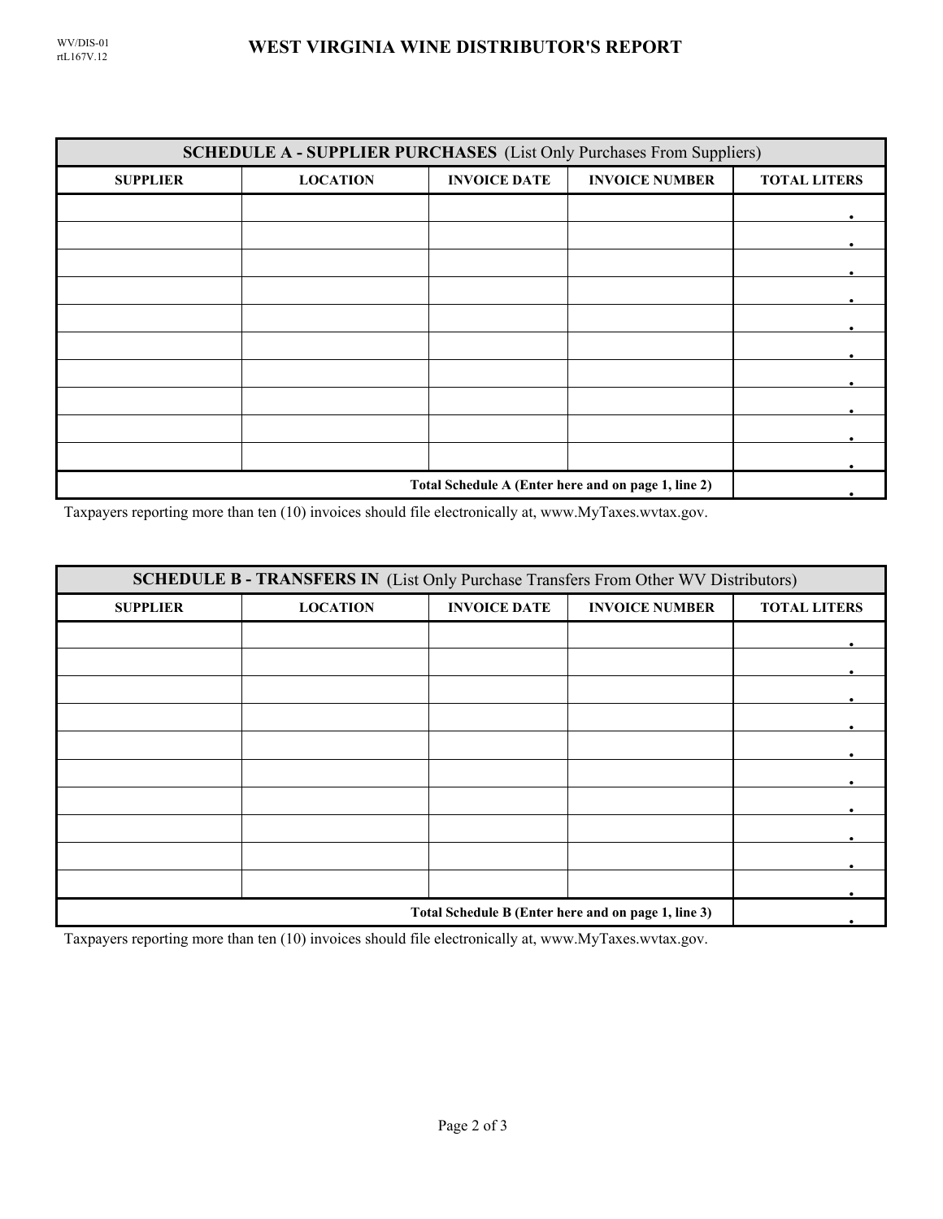WV/DIS-01
rtL167V.12

# WEST VIRGINIA WINE DISTRIBUTOR'S REPORT

| **SCHEDULE A - SUPPLIER PURCHASES** (List Only Purchases From Suppliers) | | | | |
|---|---|---|---|---|
| **SUPPLIER** | **LOCATION** | **INVOICE DATE** | **INVOICE NUMBER** | **TOTAL LITERS** |
| | | | | . |
| | | | | . |
| | | | | . |
| | | | | . |
| | | | | . |
| | | | | . |
| | | | | . |
| | | | | . |
| | | | | . |
| | | | | . |
| **Total Schedule A (Enter here and on page 1, line 2)** | | | | . |

Taxpayers reporting more than ten (10) invoices should file electronically at, www.MyTaxes.wvtax.gov.

| **SCHEDULE B - TRANSFERS IN** (List Only Purchase Transfers From Other WV Distributors) | | | | |
|---|---|---|---|---|
| **SUPPLIER** | **LOCATION** | **INVOICE DATE** | **INVOICE NUMBER** | **TOTAL LITERS** |
| | | | | . |
| | | | | . |
| | | | | . |
| | | | | . |
| | | | | . |
| | | | | . |
| | | | | . |
| | | | | . |
| | | | | . |
| | | | | . |
| **Total Schedule B (Enter here and on page 1, line 3)** | | | | . |

Taxpayers reporting more than ten (10) invoices should file electronically at, www.MyTaxes.wvtax.gov.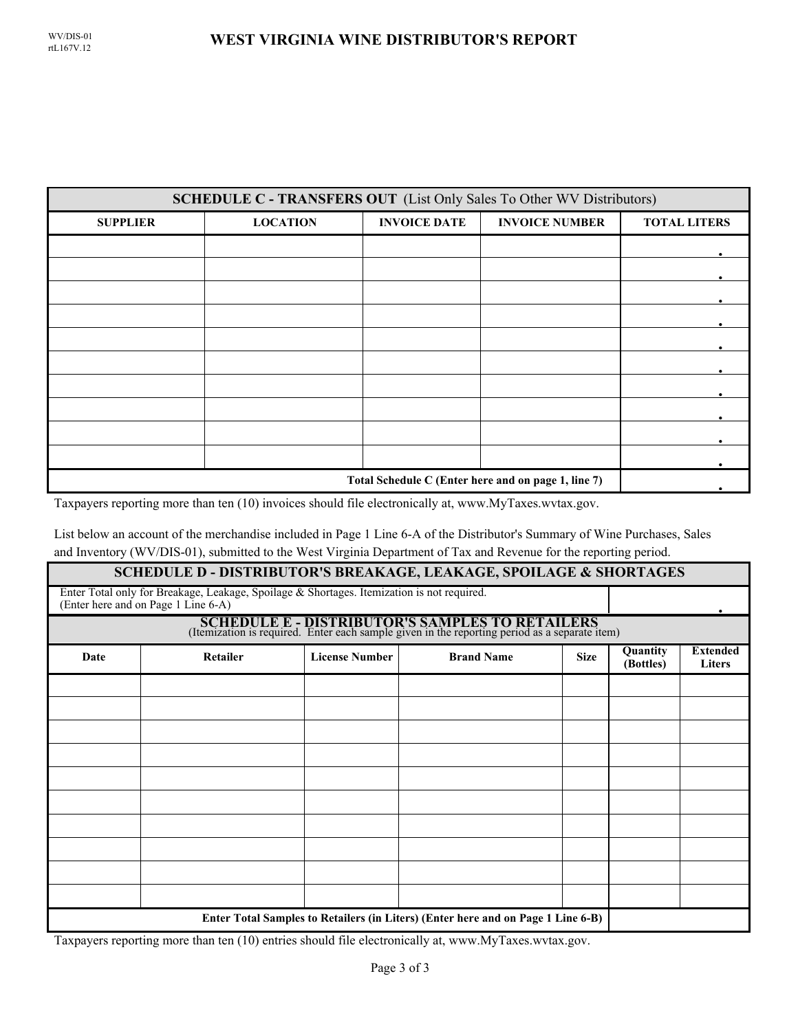WV/DIS-01
rtL167V.12

# WEST VIRGINIA WINE DISTRIBUTOR'S REPORT

| **SCHEDULE C - TRANSFERS OUT** (List Only Sales To Other WV Distributors) | | | | |
|---|---|---|---|---|
| **SUPPLIER** | **LOCATION** | **INVOICE DATE** | **INVOICE NUMBER** | **TOTAL LITERS** |
| | | | | . |
| | | | | . |
| | | | | . |
| | | | | . |
| | | | | . |
| | | | | . |
| | | | | . |
| | | | | . |
| | | | | . |
| | | | | . |
| **Total Schedule C (Enter here and on page 1, line 7)** | | | | . |

Taxpayers reporting more than ten (10) invoices should file electronically at, www.MyTaxes.wvtax.gov.

List below an account of the merchandise included in Page 1 Line 6-A of the Distributor's Summary of Wine Purchases, Sales and Inventory (WV/DIS-01), submitted to the West Virginia Department of Tax and Revenue for the reporting period.

| **SCHEDULE D - DISTRIBUTOR'S BREAKAGE, LEAKAGE, SPOILAGE & SHORTAGES** | |
|---|---|
| Enter Total only for Breakage, Leakage, Spoilage & Shortages. Itemization is not required. (Enter here and on Page 1 Line 6-A) | . |

| **SCHEDULE E - DISTRIBUTOR'S SAMPLES TO RETAILERS** (Itemization is required. Enter each sample given in the reporting period as a separate item) | | | | | | |
|---|---|---|---|---|---|---|
| **Date** | **Retailer** | **License Number** | **Brand Name** | **Size** | **Quantity (Bottles)** | **Extended Liters** |
| | | | | | | |
| | | | | | | |
| | | | | | | |
| | | | | | | |
| | | | | | | |
| | | | | | | |
| | | | | | | |
| | | | | | | |
| | | | | | | |
| | | | | | | |
| **Enter Total Samples to Retailers (in Liters) (Enter here and on Page 1 Line 6-B)** | | | | | | |

Taxpayers reporting more than ten (10) entries should file electronically at, www.MyTaxes.wvtax.gov.